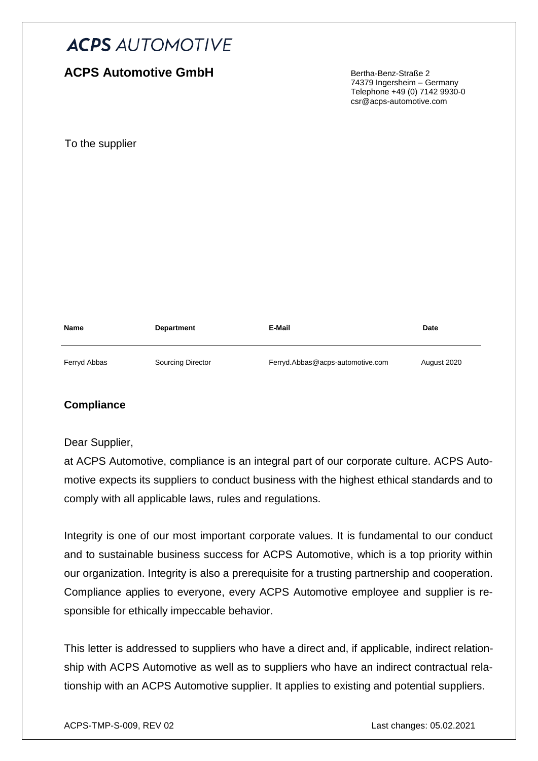# ACPS AUTOMOTIVE

## ACPS Automotive GmbH

Bertha-Benz-Straße 2
74379 Ingersheim – Germany
Telephone +49 (0) 7142 9930-0
csr@acps-automotive.com

To the supplier

| Name | Department | E-Mail | Date |
| --- | --- | --- | --- |
| Ferryd Abbas | Sourcing Director | Ferryd.Abbas@acps-automotive.com | August 2020 |

### Compliance

Dear Supplier,

at ACPS Automotive, compliance is an integral part of our corporate culture. ACPS Automotive expects its suppliers to conduct business with the highest ethical standards and to comply with all applicable laws, rules and regulations.

Integrity is one of our most important corporate values. It is fundamental to our conduct and to sustainable business success for ACPS Automotive, which is a top priority within our organization. Integrity is also a prerequisite for a trusting partnership and cooperation. Compliance applies to everyone, every ACPS Automotive employee and supplier is responsible for ethically impeccable behavior.

This letter is addressed to suppliers who have a direct and, if applicable, indirect relationship with ACPS Automotive as well as to suppliers who have an indirect contractual relationship with an ACPS Automotive supplier. It applies to existing and potential suppliers.

ACPS-TMP-S-009, REV 02 Last changes: 05.02.2021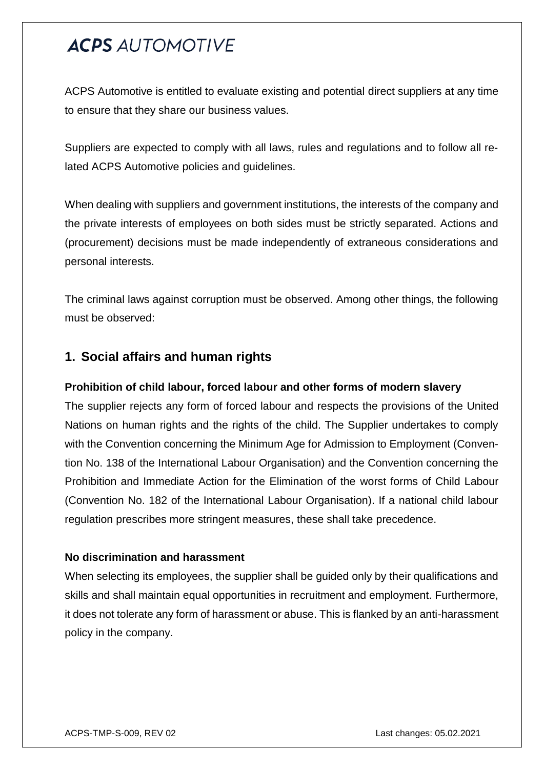ACPS Automotive is entitled to evaluate existing and potential direct suppliers at any time to ensure that they share our business values.

Suppliers are expected to comply with all laws, rules and regulations and to follow all related ACPS Automotive policies and guidelines.

When dealing with suppliers and government institutions, the interests of the company and the private interests of employees on both sides must be strictly separated. Actions and (procurement) decisions must be made independently of extraneous considerations and personal interests.

The criminal laws against corruption must be observed. Among other things, the following must be observed:

## 1. Social affairs and human rights

**Prohibition of child labour, forced labour and other forms of modern slavery**

The supplier rejects any form of forced labour and respects the provisions of the United Nations on human rights and the rights of the child. The Supplier undertakes to comply with the Convention concerning the Minimum Age for Admission to Employment (Convention No. 138 of the International Labour Organisation) and the Convention concerning the Prohibition and Immediate Action for the Elimination of the worst forms of Child Labour (Convention No. 182 of the International Labour Organisation). If a national child labour regulation prescribes more stringent measures, these shall take precedence.

**No discrimination and harassment**

When selecting its employees, the supplier shall be guided only by their qualifications and skills and shall maintain equal opportunities in recruitment and employment. Furthermore, it does not tolerate any form of harassment or abuse. This is flanked by an anti-harassment policy in the company.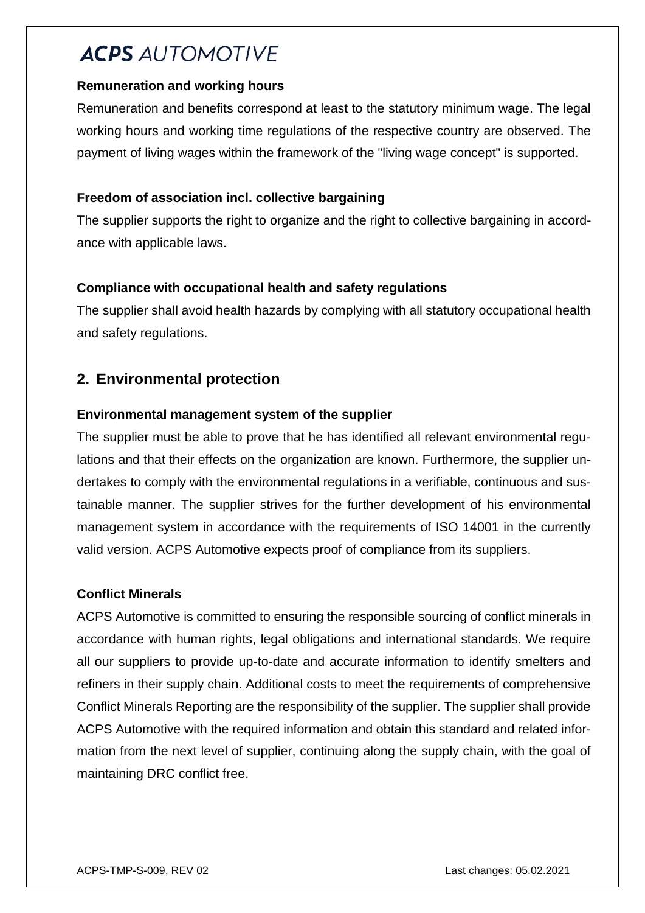**Remuneration and working hours**

Remuneration and benefits correspond at least to the statutory minimum wage. The legal working hours and working time regulations of the respective country are observed. The payment of living wages within the framework of the "living wage concept" is supported.

**Freedom of association incl. collective bargaining**

The supplier supports the right to organize and the right to collective bargaining in accordance with applicable laws.

**Compliance with occupational health and safety regulations**

The supplier shall avoid health hazards by complying with all statutory occupational health and safety regulations.

## 2. Environmental protection

**Environmental management system of the supplier**

The supplier must be able to prove that he has identified all relevant environmental regulations and that their effects on the organization are known. Furthermore, the supplier undertakes to comply with the environmental regulations in a verifiable, continuous and sustainable manner. The supplier strives for the further development of his environmental management system in accordance with the requirements of ISO 14001 in the currently valid version. ACPS Automotive expects proof of compliance from its suppliers.

**Conflict Minerals**

ACPS Automotive is committed to ensuring the responsible sourcing of conflict minerals in accordance with human rights, legal obligations and international standards. We require all our suppliers to provide up-to-date and accurate information to identify smelters and refiners in their supply chain. Additional costs to meet the requirements of comprehensive Conflict Minerals Reporting are the responsibility of the supplier. The supplier shall provide ACPS Automotive with the required information and obtain this standard and related information from the next level of supplier, continuing along the supply chain, with the goal of maintaining DRC conflict free.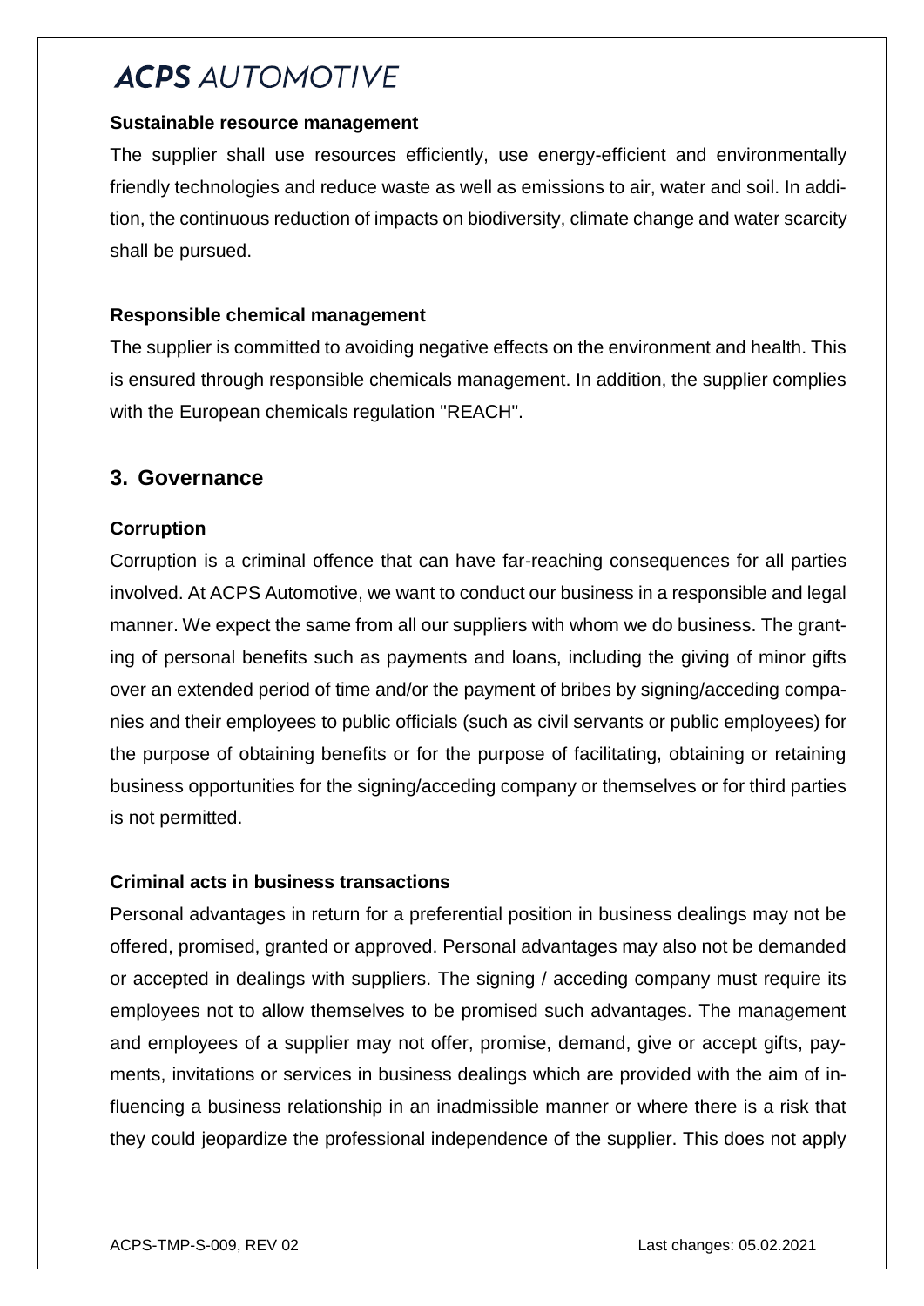**Sustainable resource management**

The supplier shall use resources efficiently, use energy-efficient and environmentally friendly technologies and reduce waste as well as emissions to air, water and soil. In addition, the continuous reduction of impacts on biodiversity, climate change and water scarcity shall be pursued.

**Responsible chemical management**

The supplier is committed to avoiding negative effects on the environment and health. This is ensured through responsible chemicals management. In addition, the supplier complies with the European chemicals regulation "REACH".

## 3. Governance

**Corruption**

Corruption is a criminal offence that can have far-reaching consequences for all parties involved. At ACPS Automotive, we want to conduct our business in a responsible and legal manner. We expect the same from all our suppliers with whom we do business. The granting of personal benefits such as payments and loans, including the giving of minor gifts over an extended period of time and/or the payment of bribes by signing/acceding companies and their employees to public officials (such as civil servants or public employees) for the purpose of obtaining benefits or for the purpose of facilitating, obtaining or retaining business opportunities for the signing/acceding company or themselves or for third parties is not permitted.

**Criminal acts in business transactions**

Personal advantages in return for a preferential position in business dealings may not be offered, promised, granted or approved. Personal advantages may also not be demanded or accepted in dealings with suppliers. The signing / acceding company must require its employees not to allow themselves to be promised such advantages. The management and employees of a supplier may not offer, promise, demand, give or accept gifts, payments, invitations or services in business dealings which are provided with the aim of influencing a business relationship in an inadmissible manner or where there is a risk that they could jeopardize the professional independence of the supplier. This does not apply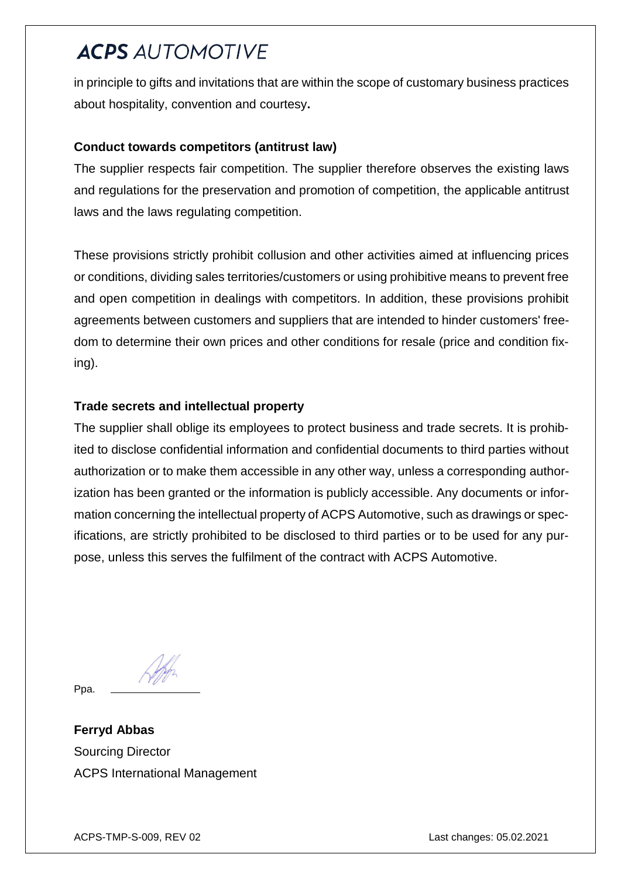in principle to gifts and invitations that are within the scope of customary business practices about hospitality, convention and courtesy**.**

**Conduct towards competitors (antitrust law)**

The supplier respects fair competition. The supplier therefore observes the existing laws and regulations for the preservation and promotion of competition, the applicable antitrust laws and the laws regulating competition.

These provisions strictly prohibit collusion and other activities aimed at influencing prices or conditions, dividing sales territories/customers or using prohibitive means to prevent free and open competition in dealings with competitors. In addition, these provisions prohibit agreements between customers and suppliers that are intended to hinder customers' freedom to determine their own prices and other conditions for resale (price and condition fixing).

**Trade secrets and intellectual property**

The supplier shall oblige its employees to protect business and trade secrets. It is prohibited to disclose confidential information and confidential documents to third parties without authorization or to make them accessible in any other way, unless a corresponding authorization has been granted or the information is publicly accessible. Any documents or information concerning the intellectual property of ACPS Automotive, such as drawings or specifications, are strictly prohibited to be disclosed to third parties or to be used for any purpose, unless this serves the fulfilment of the contract with ACPS Automotive.

Ppa. ______________

**Ferryd Abbas**
Sourcing Director
ACPS International Management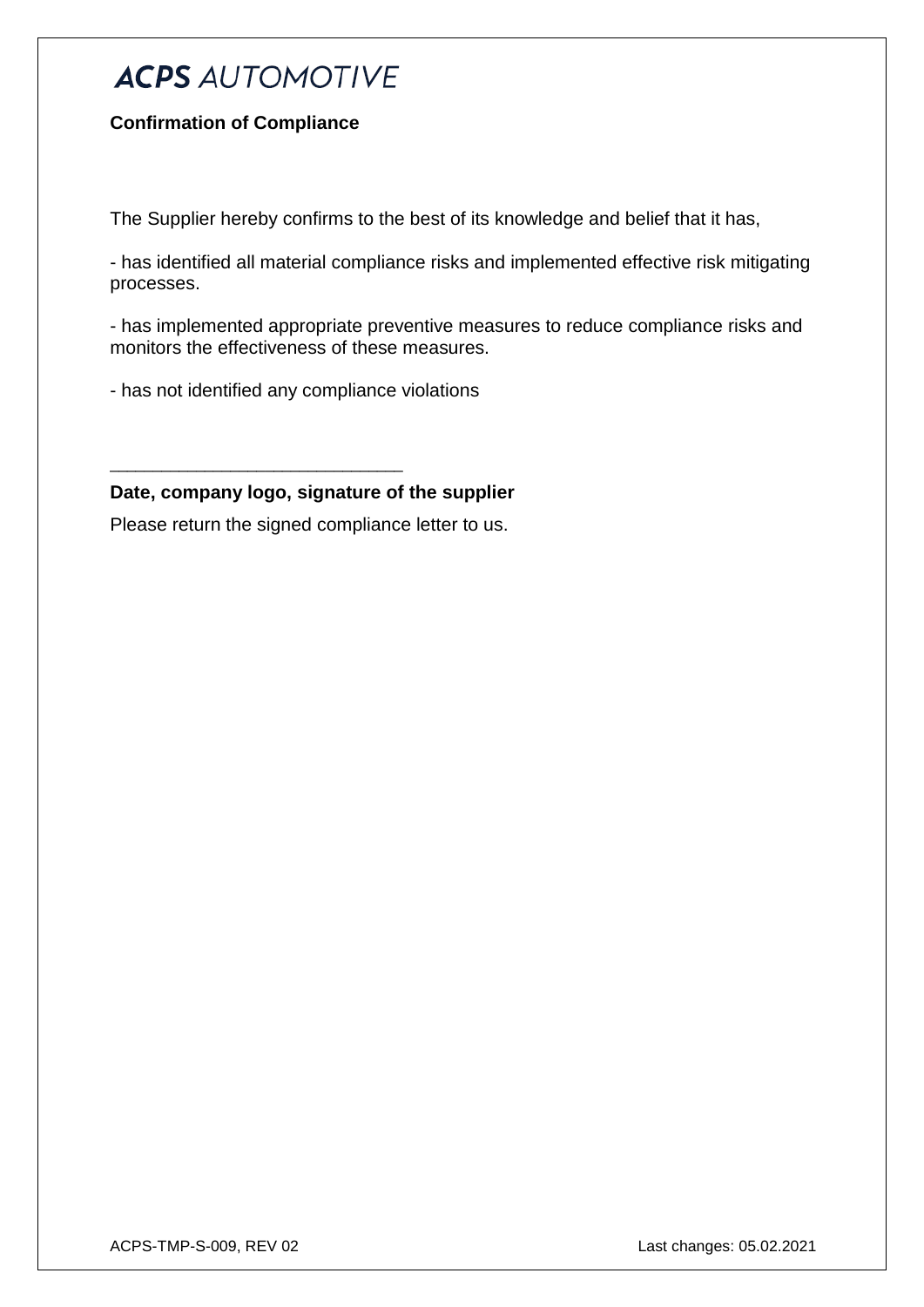ACPS AUTOMOTIVE

**Confirmation of Compliance**

The Supplier hereby confirms to the best of its knowledge and belief that it has,

- has identified all material compliance risks and implemented effective risk mitigating processes.

- has implemented appropriate preventive measures to reduce compliance risks and monitors the effectiveness of these measures.

- has not identified any compliance violations

_____________________________

**Date, company logo, signature of the supplier**

Please return the signed compliance letter to us.

ACPS-TMP-S-009, REV 02 Last changes: 05.02.2021